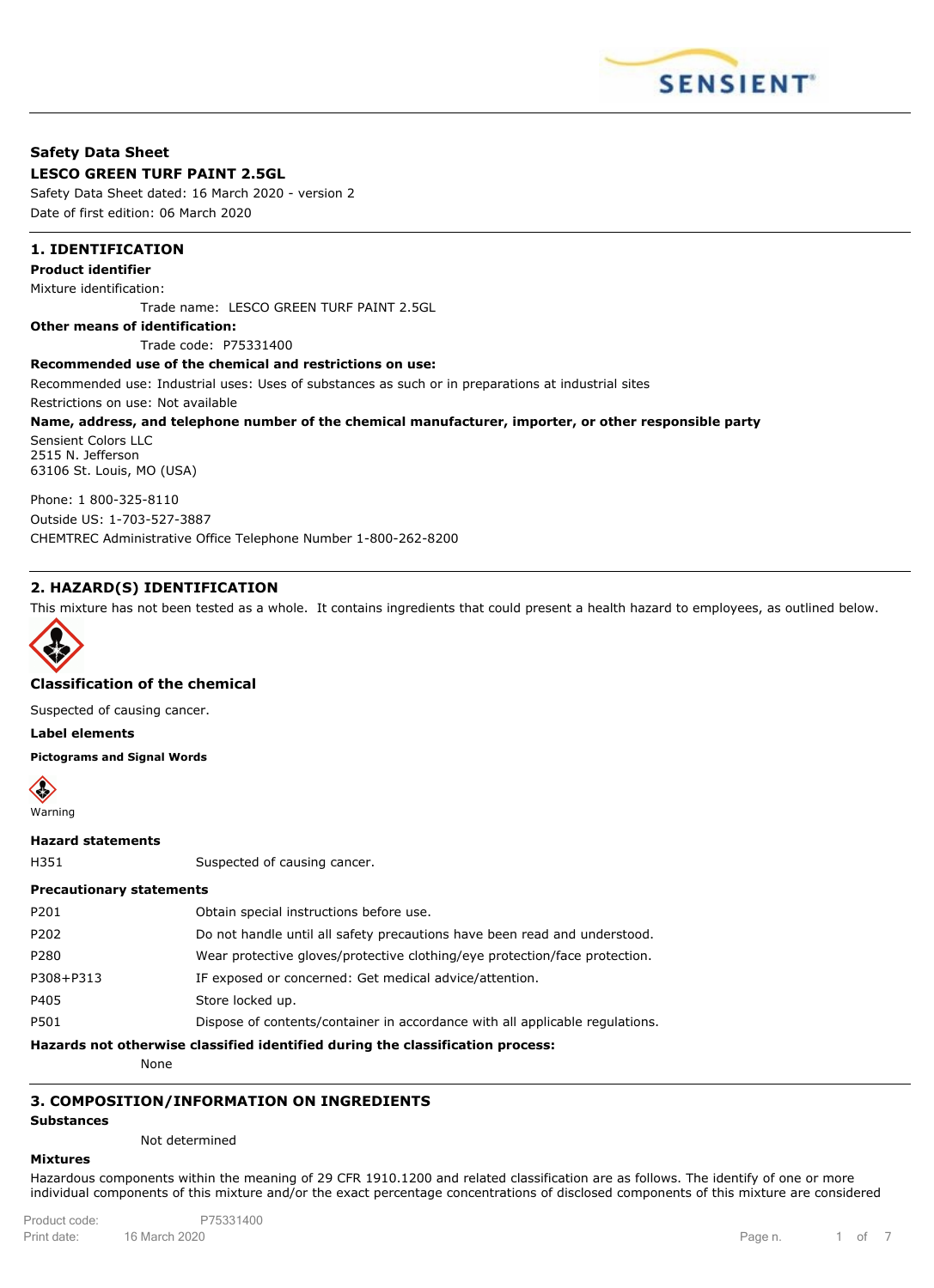# Safety Data Sheet

## LESCO GREEN TURF PAINT 2.5GL

Safety Data Sheet dated: 16 March 2020 - version 2

Date of first edition: 06 March 2020

## 1. IDENTIFICATION

**Product identifier**

Mixture identification:

Trade name: LESCO GREEN TURF PAINT 2.5GL

**Other means of identification:**

Trade code: P75331400

**Recommended use of the chemical and restrictions on use:**

Recommended use: Industrial uses: Uses of substances as such or in preparations at industrial sites

Restrictions on use: Not available

**Name, address, and telephone number of the chemical manufacturer, importer, or other responsible party**

Sensient Colors LLC
2515 N. Jefferson
63106 St. Louis, MO (USA)

Phone: 1 800-325-8110

Outside US: 1-703-527-3887

CHEMTREC Administrative Office Telephone Number 1-800-262-8200

## 2. HAZARD(S) IDENTIFICATION

This mixture has not been tested as a whole. It contains ingredients that could present a health hazard to employees, as outlined below.

### Classification of the chemical

Suspected of causing cancer.

**Label elements**

**Pictograms and Signal Words**

Warning

**Hazard statements**

| | |
|---|---|
| H351 | Suspected of causing cancer. |

**Precautionary statements**

| | |
|---|---|
| P201 | Obtain special instructions before use. |
| P202 | Do not handle until all safety precautions have been read and understood. |
| P280 | Wear protective gloves/protective clothing/eye protection/face protection. |
| P308+P313 | IF exposed or concerned: Get medical advice/attention. |
| P405 | Store locked up. |
| P501 | Dispose of contents/container in accordance with all applicable regulations. |

**Hazards not otherwise classified identified during the classification process:**

None

## 3. COMPOSITION/INFORMATION ON INGREDIENTS

**Substances**

Not determined

**Mixtures**

Hazardous components within the meaning of 29 CFR 1910.1200 and related classification are as follows. The identify of one or more individual components of this mixture and/or the exact percentage concentrations of disclosed components of this mixture are considered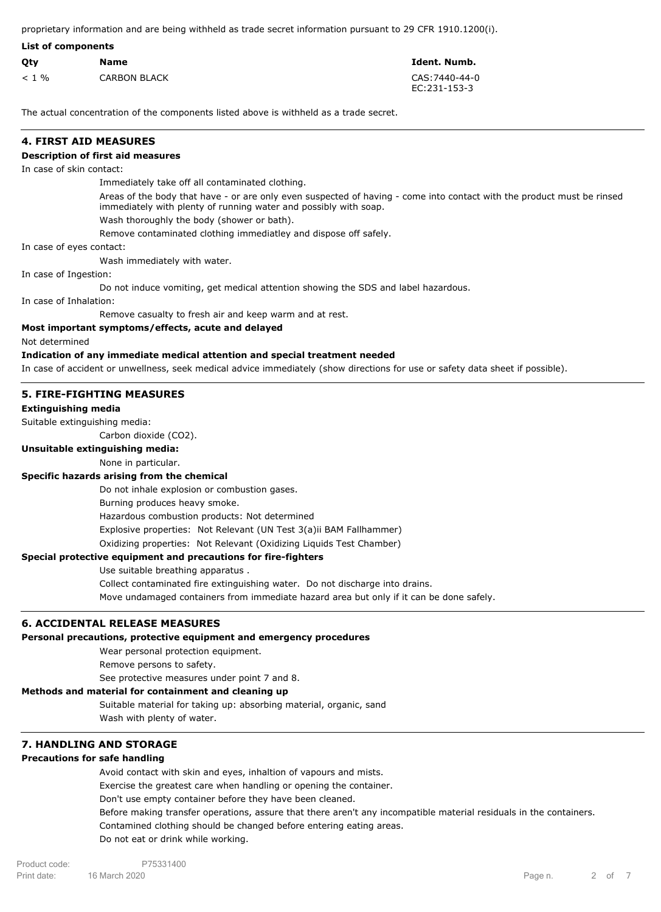proprietary information and are being withheld as trade secret information pursuant to 29 CFR 1910.1200(i).

**List of components**

| Qty | Name | Ident. Numb. |
|---|---|---|
| < 1 % | CARBON BLACK | CAS:7440-44-0<br>EC:231-153-3 |

The actual concentration of the components listed above is withheld as a trade secret.

## 4. FIRST AID MEASURES

**Description of first aid measures**

In case of skin contact:

Immediately take off all contaminated clothing.

Areas of the body that have - or are only even suspected of having - come into contact with the product must be rinsed immediately with plenty of running water and possibly with soap.

Wash thoroughly the body (shower or bath).

Remove contaminated clothing immediatley and dispose off safely.

In case of eyes contact:

Wash immediately with water.

In case of Ingestion:

Do not induce vomiting, get medical attention showing the SDS and label hazardous.

In case of Inhalation:

Remove casualty to fresh air and keep warm and at rest.

**Most important symptoms/effects, acute and delayed**

Not determined

**Indication of any immediate medical attention and special treatment needed**

In case of accident or unwellness, seek medical advice immediately (show directions for use or safety data sheet if possible).

## 5. FIRE-FIGHTING MEASURES

**Extinguishing media**

Suitable extinguishing media:

Carbon dioxide ($CO_2$).

**Unsuitable extinguishing media:**

None in particular.

**Specific hazards arising from the chemical**

Do not inhale explosion or combustion gases.

Burning produces heavy smoke.

Hazardous combustion products: Not determined

Explosive properties: Not Relevant (UN Test 3(a)ii BAM Fallhammer)

Oxidizing properties: Not Relevant (Oxidizing Liquids Test Chamber)

**Special protective equipment and precautions for fire-fighters**

Use suitable breathing apparatus .

Collect contaminated fire extinguishing water. Do not discharge into drains.

Move undamaged containers from immediate hazard area but only if it can be done safely.

## 6. ACCIDENTAL RELEASE MEASURES

**Personal precautions, protective equipment and emergency procedures**

Wear personal protection equipment.

Remove persons to safety.

See protective measures under point 7 and 8.

**Methods and material for containment and cleaning up**

Suitable material for taking up: absorbing material, organic, sand

Wash with plenty of water.

## 7. HANDLING AND STORAGE

**Precautions for safe handling**

Avoid contact with skin and eyes, inhaltion of vapours and mists.

Exercise the greatest care when handling or opening the container.

Don't use empty container before they have been cleaned.

Before making transfer operations, assure that there aren't any incompatible material residuals in the containers.

Contamined clothing should be changed before entering eating areas.

Do not eat or drink while working.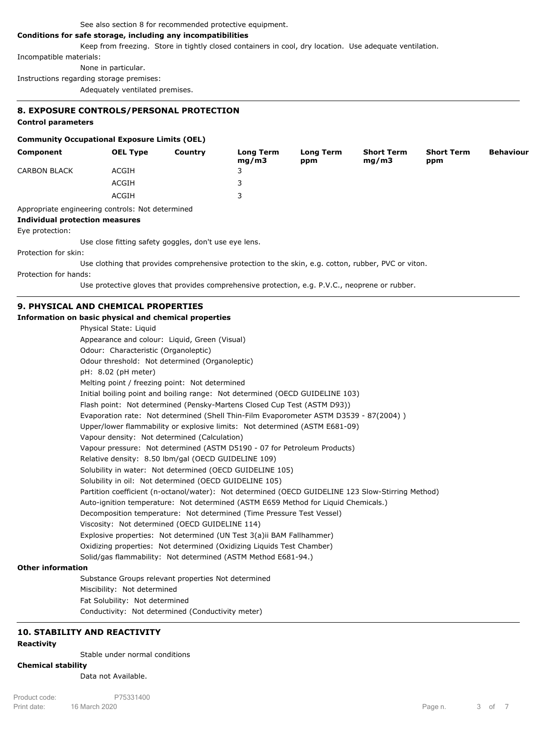See also section 8 for recommended protective equipment.

**Conditions for safe storage, including any incompatibilities**

Keep from freezing. Store in tightly closed containers in cool, dry location. Use adequate ventilation.

Incompatible materials:

None in particular.

Instructions regarding storage premises:

Adequately ventilated premises.

## 8. EXPOSURE CONTROLS/PERSONAL PROTECTION

**Control parameters**

**Community Occupational Exposure Limits (OEL)**

| Component | OEL Type | Country | Long Term mg/m3 | Long Term ppm | Short Term mg/m3 | Short Term ppm | Behaviour |
|---|---|---|---|---|---|---|---|
| CARBON BLACK | ACGIH | | 3 | | | | |
| | ACGIH | | 3 | | | | |
| | ACGIH | | 3 | | | | |

Appropriate engineering controls: Not determined

**Individual protection measures**

Eye protection:

Use close fitting safety goggles, don't use eye lens.

Protection for skin:

Use clothing that provides comprehensive protection to the skin, e.g. cotton, rubber, PVC or viton.

Protection for hands:

Use protective gloves that provides comprehensive protection, e.g. P.V.C., neoprene or rubber.

## 9. PHYSICAL AND CHEMICAL PROPERTIES

**Information on basic physical and chemical properties**

Physical State: Liquid
Appearance and colour: Liquid, Green (Visual)
Odour: Characteristic (Organoleptic)
Odour threshold: Not determined (Organoleptic)
pH: 8.02 (pH meter)
Melting point / freezing point: Not determined
Initial boiling point and boiling range: Not determined (OECD GUIDELINE 103)
Flash point: Not determined (Pensky-Martens Closed Cup Test (ASTM D93))
Evaporation rate: Not determined (Shell Thin-Film Evaporometer ASTM D3539 - 87(2004) )
Upper/lower flammability or explosive limits: Not determined (ASTM E681-09)
Vapour density: Not determined (Calculation)
Vapour pressure: Not determined (ASTM D5190 - 07 for Petroleum Products)
Relative density: 8.50 lbm/gal (OECD GUIDELINE 109)
Solubility in water: Not determined (OECD GUIDELINE 105)
Solubility in oil: Not determined (OECD GUIDELINE 105)
Partition coefficient (n-octanol/water): Not determined (OECD GUIDELINE 123 Slow-Stirring Method)
Auto-ignition temperature: Not determined (ASTM E659 Method for Liquid Chemicals.)
Decomposition temperature: Not determined (Time Pressure Test Vessel)
Viscosity: Not determined (OECD GUIDELINE 114)
Explosive properties: Not determined (UN Test 3(a)ii BAM Fallhammer)
Oxidizing properties: Not determined (Oxidizing Liquids Test Chamber)
Solid/gas flammability: Not determined (ASTM Method E681-94.)

**Other information**

Substance Groups relevant properties Not determined
Miscibility: Not determined
Fat Solubility: Not determined
Conductivity: Not determined (Conductivity meter)

## 10. STABILITY AND REACTIVITY

**Reactivity**

Stable under normal conditions

**Chemical stability**

Data not Available.

Product code: P75331400
Print date: 16 March 2020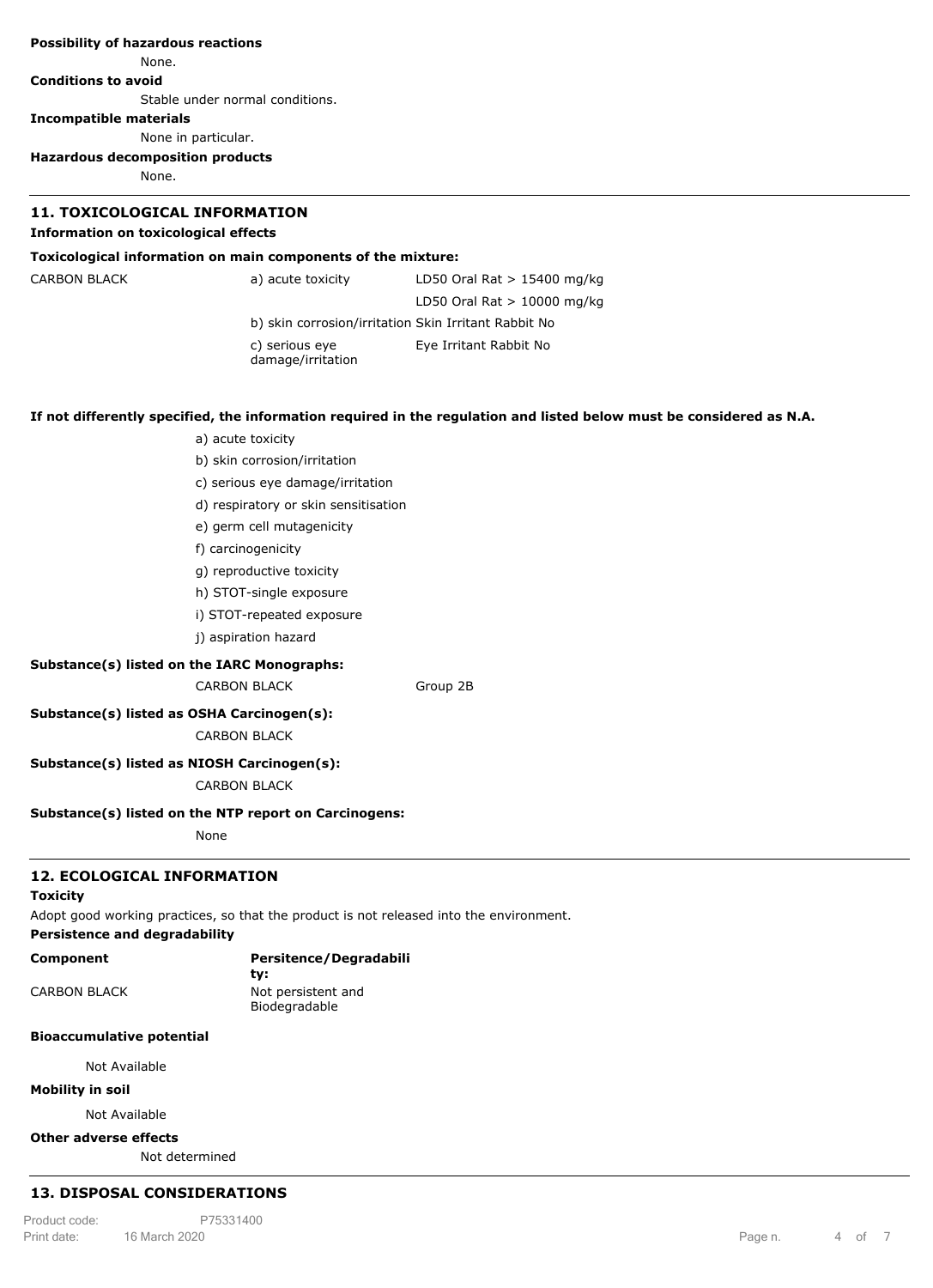**Possibility of hazardous reactions**

None.

**Conditions to avoid**

Stable under normal conditions.

**Incompatible materials**

None in particular.

**Hazardous decomposition products**

None.

## 11. TOXICOLOGICAL INFORMATION

**Information on toxicological effects**

**Toxicological information on main components of the mixture:**

| | | |
|---|---|---|
| CARBON BLACK | a) acute toxicity | LD50 Oral Rat > 15400 mg/kg |
| | | LD50 Oral Rat > 10000 mg/kg |
| | b) skin corrosion/irritation | Skin Irritant Rabbit No |
| | c) serious eye damage/irritation | Eye Irritant Rabbit No |

**If not differently specified, the information required in the regulation and listed below must be considered as N.A.**

a) acute toxicity
b) skin corrosion/irritation
c) serious eye damage/irritation
d) respiratory or skin sensitisation
e) germ cell mutagenicity
f) carcinogenicity
g) reproductive toxicity
h) STOT-single exposure
i) STOT-repeated exposure
j) aspiration hazard

**Substance(s) listed on the IARC Monographs:**

CARBON BLACK Group 2B

**Substance(s) listed as OSHA Carcinogen(s):**

CARBON BLACK

**Substance(s) listed as NIOSH Carcinogen(s):**

CARBON BLACK

**Substance(s) listed on the NTP report on Carcinogens:**

None

## 12. ECOLOGICAL INFORMATION

**Toxicity**

Adopt good working practices, so that the product is not released into the environment.

**Persistence and degradability**

| Component | Persitence/Degradability: |
|---|---|
| CARBON BLACK | Not persistent and Biodegradable |

**Bioaccumulative potential**

Not Available

**Mobility in soil**

Not Available

**Other adverse effects**

Not determined

## 13. DISPOSAL CONSIDERATIONS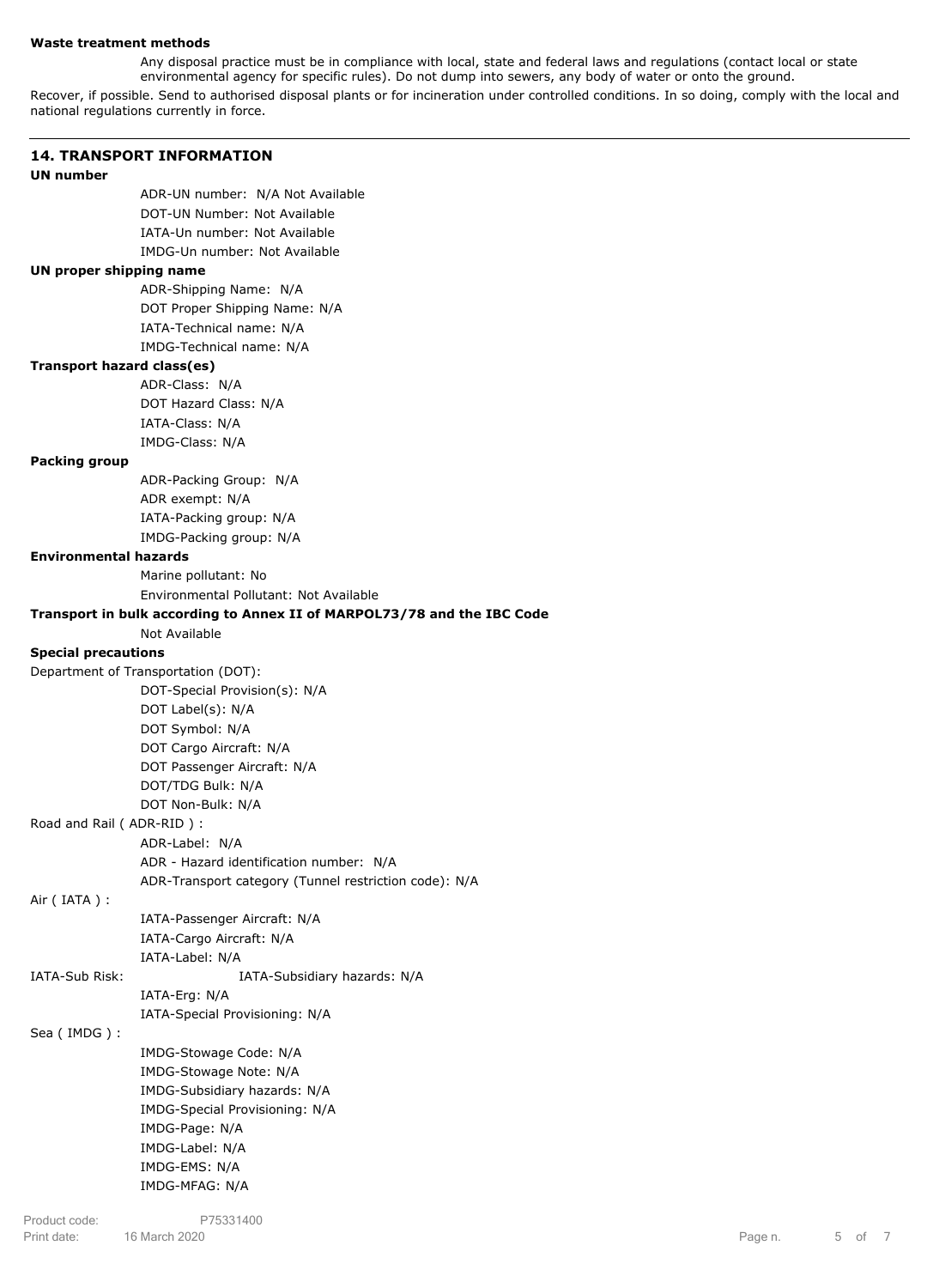**Waste treatment methods**

Any disposal practice must be in compliance with local, state and federal laws and regulations (contact local or state environmental agency for specific rules). Do not dump into sewers, any body of water or onto the ground.

Recover, if possible. Send to authorised disposal plants or for incineration under controlled conditions. In so doing, comply with the local and national regulations currently in force.

## 14. TRANSPORT INFORMATION

**UN number**

ADR-UN number: N/A Not Available
DOT-UN Number: Not Available
IATA-Un number: Not Available
IMDG-Un number: Not Available

**UN proper shipping name**

ADR-Shipping Name: N/A
DOT Proper Shipping Name: N/A
IATA-Technical name: N/A
IMDG-Technical name: N/A

**Transport hazard class(es)**

ADR-Class: N/A
DOT Hazard Class: N/A
IATA-Class: N/A
IMDG-Class: N/A

**Packing group**

ADR-Packing Group: N/A
ADR exempt: N/A
IATA-Packing group: N/A
IMDG-Packing group: N/A

**Environmental hazards**

Marine pollutant: No
Environmental Pollutant: Not Available

**Transport in bulk according to Annex II of MARPOL73/78 and the IBC Code**

Not Available

**Special precautions**

Department of Transportation (DOT):

DOT-Special Provision(s): N/A
DOT Label(s): N/A
DOT Symbol: N/A
DOT Cargo Aircraft: N/A
DOT Passenger Aircraft: N/A
DOT/TDG Bulk: N/A
DOT Non-Bulk: N/A

Road and Rail ( ADR-RID ) :

ADR-Label: N/A
ADR - Hazard identification number: N/A
ADR-Transport category (Tunnel restriction code): N/A

Air ( IATA ) :

IATA-Passenger Aircraft: N/A
IATA-Cargo Aircraft: N/A
IATA-Label: N/A

IATA-Sub Risk: IATA-Subsidiary hazards: N/A

IATA-Erg: N/A
IATA-Special Provisioning: N/A

Sea ( IMDG ) :

IMDG-Stowage Code: N/A
IMDG-Stowage Note: N/A
IMDG-Subsidiary hazards: N/A
IMDG-Special Provisioning: N/A
IMDG-Page: N/A
IMDG-Label: N/A
IMDG-EMS: N/A
IMDG-MFAG: N/A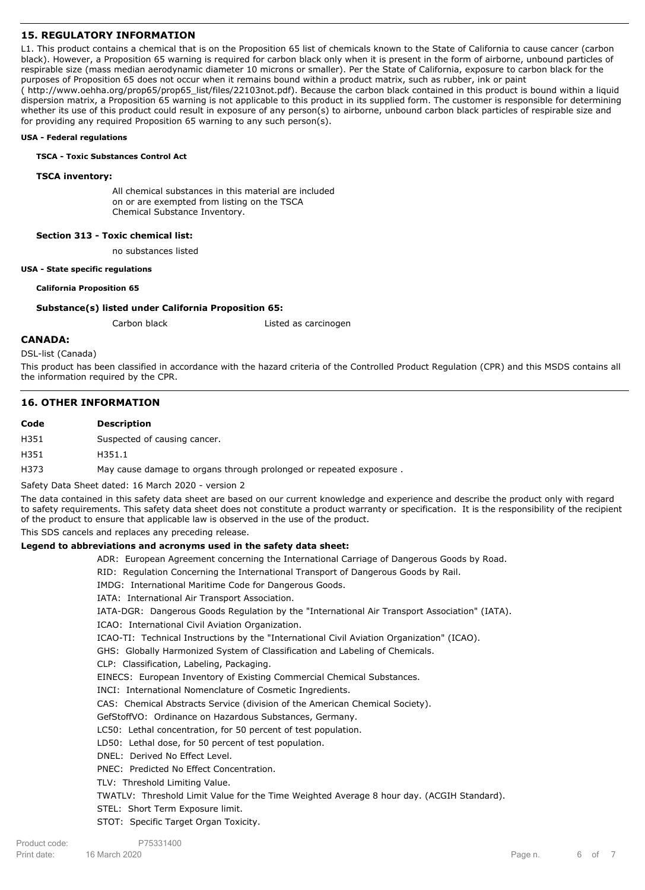## 15. REGULATORY INFORMATION

L1. This product contains a chemical that is on the Proposition 65 list of chemicals known to the State of California to cause cancer (carbon black). However, a Proposition 65 warning is required for carbon black only when it is present in the form of airborne, unbound particles of respirable size (mass median aerodynamic diameter 10 microns or smaller). Per the State of California, exposure to carbon black for the purposes of Proposition 65 does not occur when it remains bound within a product matrix, such as rubber, ink or paint ( http://www.oehha.org/prop65/prop65_list/files/22103not.pdf). Because the carbon black contained in this product is bound within a liquid dispersion matrix, a Proposition 65 warning is not applicable to this product in its supplied form. The customer is responsible for determining whether its use of this product could result in exposure of any person(s) to airborne, unbound carbon black particles of respirable size and for providing any required Proposition 65 warning to any such person(s).

**USA - Federal regulations**

**TSCA - Toxic Substances Control Act**

**TSCA inventory:**

All chemical substances in this material are included on or are exempted from listing on the TSCA Chemical Substance Inventory.

**Section 313 - Toxic chemical list:**

no substances listed

**USA - State specific regulations**

**California Proposition 65**

**Substance(s) listed under California Proposition 65:**

Carbon black    Listed as carcinogen

### CANADA:

DSL-list (Canada)

This product has been classified in accordance with the hazard criteria of the Controlled Product Regulation (CPR) and this MSDS contains all the information required by the CPR.

## 16. OTHER INFORMATION

| Code | Description |
|---|---|
| H351 | Suspected of causing cancer. |
| H351 | H351.1 |
| H373 | May cause damage to organs through prolonged or repeated exposure . |

Safety Data Sheet dated: 16 March 2020 - version 2

The data contained in this safety data sheet are based on our current knowledge and experience and describe the product only with regard to safety requirements. This safety data sheet does not constitute a product warranty or specification. It is the responsibility of the recipient of the product to ensure that applicable law is observed in the use of the product.

This SDS cancels and replaces any preceding release.

**Legend to abbreviations and acronyms used in the safety data sheet:**

ADR: European Agreement concerning the International Carriage of Dangerous Goods by Road.
RID: Regulation Concerning the International Transport of Dangerous Goods by Rail.
IMDG: International Maritime Code for Dangerous Goods.
IATA: International Air Transport Association.
IATA-DGR: Dangerous Goods Regulation by the "International Air Transport Association" (IATA).
ICAO: International Civil Aviation Organization.
ICAO-TI: Technical Instructions by the "International Civil Aviation Organization" (ICAO).
GHS: Globally Harmonized System of Classification and Labeling of Chemicals.
CLP: Classification, Labeling, Packaging.
EINECS: European Inventory of Existing Commercial Chemical Substances.
INCI: International Nomenclature of Cosmetic Ingredients.
CAS: Chemical Abstracts Service (division of the American Chemical Society).
GefStoffVO: Ordinance on Hazardous Substances, Germany.
LC50: Lethal concentration, for 50 percent of test population.
LD50: Lethal dose, for 50 percent of test population.
DNEL: Derived No Effect Level.
PNEC: Predicted No Effect Concentration.
TLV: Threshold Limiting Value.
TWATLV: Threshold Limit Value for the Time Weighted Average 8 hour day. (ACGIH Standard).
STEL: Short Term Exposure limit.
STOT: Specific Target Organ Toxicity.

Product code: P75331400
Print date: 16 March 2020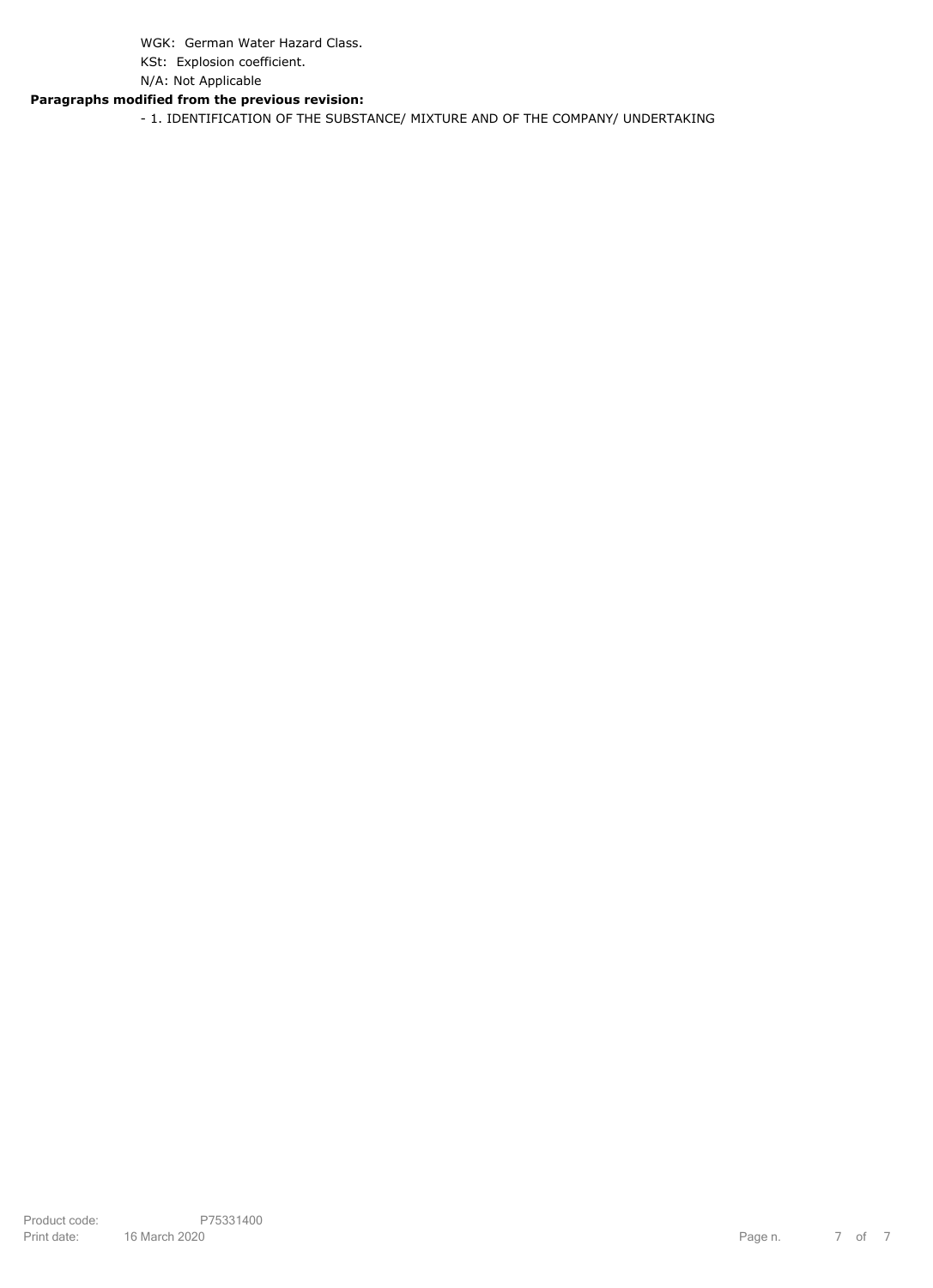WGK: German Water Hazard Class.

KSt: Explosion coefficient.

N/A: Not Applicable

**Paragraphs modified from the previous revision:**

- 1. IDENTIFICATION OF THE SUBSTANCE/ MIXTURE AND OF THE COMPANY/ UNDERTAKING